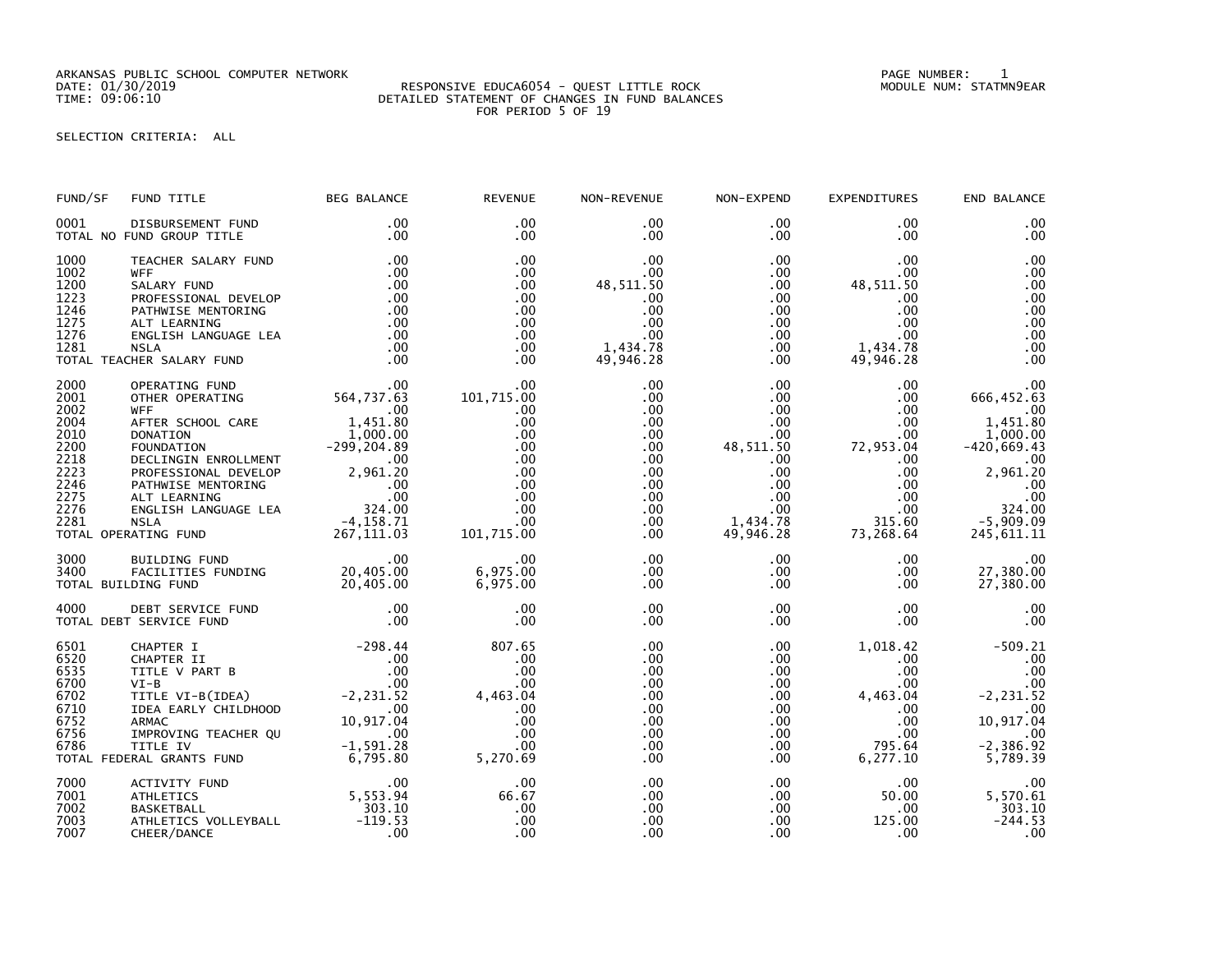ARKANSAS PUBLIC SCHOOL COMPUTER NETWORK
DATE: 01/30/2019
TIME: 09:06:10

RESPONSIVE EDUCA6054 - QUEST LITTLE ROCK
DETAILED STATEMENT OF CHANGES IN FUND BALANCES
FOR PERIOD 5 OF 19

PAGE NUMBER: 1
MODULE NUM: STATMN9EAR

SELECTION CRITERIA: ALL

| FUND/SF | FUND TITLE | BEG BALANCE | REVENUE | NON-REVENUE | NON-EXPEND | EXPENDITURES | END BALANCE |
|---|---|---|---|---|---|---|---|
| 0001 | DISBURSEMENT FUND | .00 | .00 | .00 | .00 | .00 | .00 |
| | TOTAL NO FUND GROUP TITLE | .00 | .00 | .00 | .00 | .00 | .00 |
| 1000 | TEACHER SALARY FUND | .00 | .00 | .00 | .00 | .00 | .00 |
| 1002 | WFF | .00 | .00 | .00 | .00 | .00 | .00 |
| 1200 | SALARY FUND | .00 | .00 | 48,511.50 | .00 | 48,511.50 | .00 |
| 1223 | PROFESSIONAL DEVELOP | .00 | .00 | .00 | .00 | .00 | .00 |
| 1246 | PATHWISE MENTORING | .00 | .00 | .00 | .00 | .00 | .00 |
| 1275 | ALT LEARNING | .00 | .00 | .00 | .00 | .00 | .00 |
| 1276 | ENGLISH LANGUAGE LEA | .00 | .00 | .00 | .00 | .00 | .00 |
| 1281 | NSLA | .00 | .00 | 1,434.78 | .00 | 1,434.78 | .00 |
| | TOTAL TEACHER SALARY FUND | .00 | .00 | 49,946.28 | .00 | 49,946.28 | .00 |
| 2000 | OPERATING FUND | .00 | .00 | .00 | .00 | .00 | .00 |
| 2001 | OTHER OPERATING | 564,737.63 | 101,715.00 | .00 | .00 | .00 | 666,452.63 |
| 2002 | WFF | .00 | .00 | .00 | .00 | .00 | .00 |
| 2004 | AFTER SCHOOL CARE | 1,451.80 | .00 | .00 | .00 | .00 | 1,451.80 |
| 2010 | DONATION | 1,000.00 | .00 | .00 | .00 | .00 | 1,000.00 |
| 2200 | FOUNDATION | -299,204.89 | .00 | .00 | 48,511.50 | 72,953.04 | -420,669.43 |
| 2218 | DECLINGIN ENROLLMENT | .00 | .00 | .00 | .00 | .00 | .00 |
| 2223 | PROFESSIONAL DEVELOP | 2,961.20 | .00 | .00 | .00 | .00 | 2,961.20 |
| 2246 | PATHWISE MENTORING | .00 | .00 | .00 | .00 | .00 | .00 |
| 2275 | ALT LEARNING | .00 | .00 | .00 | .00 | .00 | .00 |
| 2276 | ENGLISH LANGUAGE LEA | 324.00 | .00 | .00 | .00 | .00 | 324.00 |
| 2281 | NSLA | -4,158.71 | .00 | .00 | 1,434.78 | 315.60 | -5,909.09 |
| | TOTAL OPERATING FUND | 267,111.03 | 101,715.00 | .00 | 49,946.28 | 73,268.64 | 245,611.11 |
| 3000 | BUILDING FUND | .00 | .00 | .00 | .00 | .00 | .00 |
| 3400 | FACILITIES FUNDING | 20,405.00 | 6,975.00 | .00 | .00 | .00 | 27,380.00 |
| | TOTAL BUILDING FUND | 20,405.00 | 6,975.00 | .00 | .00 | .00 | 27,380.00 |
| 4000 | DEBT SERVICE FUND | .00 | .00 | .00 | .00 | .00 | .00 |
| | TOTAL DEBT SERVICE FUND | .00 | .00 | .00 | .00 | .00 | .00 |
| 6501 | CHAPTER I | -298.44 | 807.65 | .00 | .00 | 1,018.42 | -509.21 |
| 6520 | CHAPTER II | .00 | .00 | .00 | .00 | .00 | .00 |
| 6535 | TITLE V PART B | .00 | .00 | .00 | .00 | .00 | .00 |
| 6700 | VI-B | .00 | .00 | .00 | .00 | .00 | .00 |
| 6702 | TITLE VI-B(IDEA) | -2,231.52 | 4,463.04 | .00 | .00 | 4,463.04 | -2,231.52 |
| 6710 | IDEA EARLY CHILDHOOD | .00 | .00 | .00 | .00 | .00 | .00 |
| 6752 | ARMAC | 10,917.04 | .00 | .00 | .00 | .00 | 10,917.04 |
| 6756 | IMPROVING TEACHER QU | .00 | .00 | .00 | .00 | .00 | .00 |
| 6786 | TITLE IV | -1,591.28 | .00 | .00 | .00 | 795.64 | -2,386.92 |
| | TOTAL FEDERAL GRANTS FUND | 6,795.80 | 5,270.69 | .00 | .00 | 6,277.10 | 5,789.39 |
| 7000 | ACTIVITY FUND | .00 | .00 | .00 | .00 | .00 | .00 |
| 7001 | ATHLETICS | 5,553.94 | 66.67 | .00 | .00 | 50.00 | 5,570.61 |
| 7002 | BASKETBALL | 303.10 | .00 | .00 | .00 | .00 | 303.10 |
| 7003 | ATHLETICS VOLLEYBALL | -119.53 | .00 | .00 | .00 | 125.00 | -244.53 |
| 7007 | CHEER/DANCE | .00 | .00 | .00 | .00 | .00 | .00 |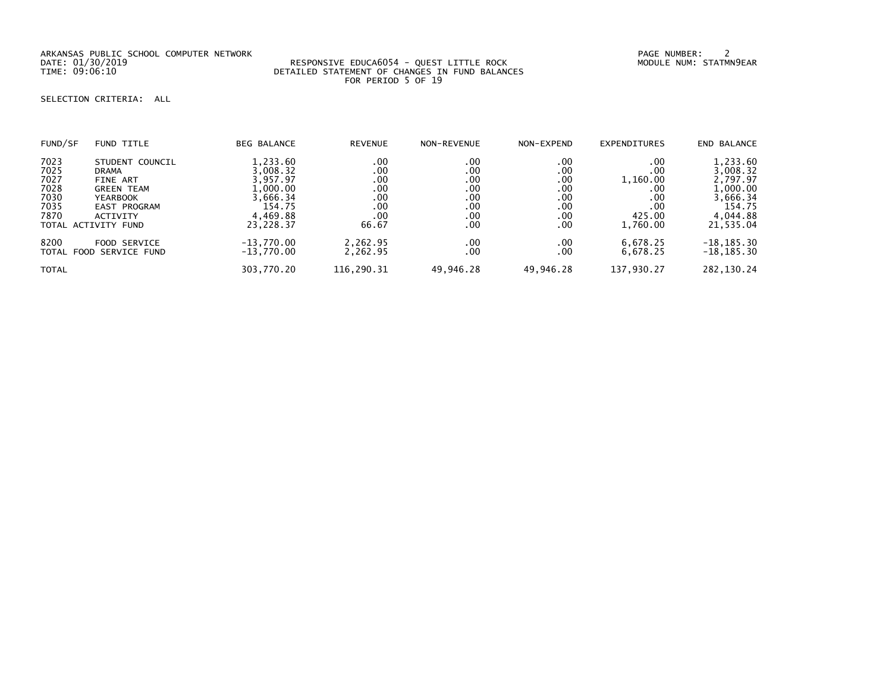ARKANSAS PUBLIC SCHOOL COMPUTER NETWORK
DATE: 01/30/2019
TIME: 09:06:10

RESPONSIVE EDUCA6054 - QUEST LITTLE ROCK
DETAILED STATEMENT OF CHANGES IN FUND BALANCES
FOR PERIOD 5 OF 19

PAGE NUMBER: 2
MODULE NUM: STATMN9EAR

SELECTION CRITERIA: ALL

| FUND/SF | FUND TITLE | BEG BALANCE | REVENUE | NON-REVENUE | NON-EXPEND | EXPENDITURES | END BALANCE |
|---|---|---|---|---|---|---|---|
| 7023 | STUDENT COUNCIL | 1,233.60 | .00 | .00 | .00 | .00 | 1,233.60 |
| 7025 | DRAMA | 3,008.32 | .00 | .00 | .00 | .00 | 3,008.32 |
| 7027 | FINE ART | 3,957.97 | .00 | .00 | .00 | 1,160.00 | 2,797.97 |
| 7028 | GREEN TEAM | 1,000.00 | .00 | .00 | .00 | .00 | 1,000.00 |
| 7030 | YEARBOOK | 3,666.34 | .00 | .00 | .00 | .00 | 3,666.34 |
| 7035 | EAST PROGRAM | 154.75 | .00 | .00 | .00 | .00 | 154.75 |
| 7870 | ACTIVITY | 4,469.88 | .00 | .00 | .00 | 425.00 | 4,044.88 |
| TOTAL ACTIVITY FUND | | 23,228.37 | 66.67 | .00 | .00 | 1,760.00 | 21,535.04 |
| 8200 | FOOD SERVICE | -13,770.00 | 2,262.95 | .00 | .00 | 6,678.25 | -18,185.30 |
| TOTAL FOOD SERVICE FUND | | -13,770.00 | 2,262.95 | .00 | .00 | 6,678.25 | -18,185.30 |
| TOTAL | | 303,770.20 | 116,290.31 | 49,946.28 | 49,946.28 | 137,930.27 | 282,130.24 |